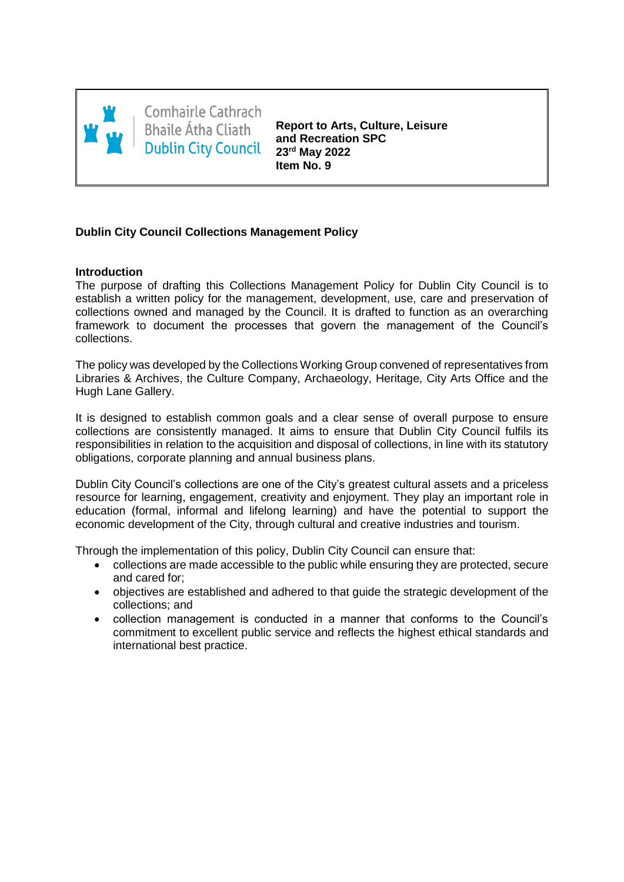Comhairle Cathrach Bhaile Átha Cliath
Dublin City Council

**Report to Arts, Culture, Leisure and Recreation SPC**
**23rd May 2022**
**Item No. 9**

**Dublin City Council Collections Management Policy**

**Introduction**

The purpose of drafting this Collections Management Policy for Dublin City Council is to establish a written policy for the management, development, use, care and preservation of collections owned and managed by the Council. It is drafted to function as an overarching framework to document the processes that govern the management of the Council's collections.

The policy was developed by the Collections Working Group convened of representatives from Libraries & Archives, the Culture Company, Archaeology, Heritage, City Arts Office and the Hugh Lane Gallery.

It is designed to establish common goals and a clear sense of overall purpose to ensure collections are consistently managed. It aims to ensure that Dublin City Council fulfils its responsibilities in relation to the acquisition and disposal of collections, in line with its statutory obligations, corporate planning and annual business plans.

Dublin City Council's collections are one of the City's greatest cultural assets and a priceless resource for learning, engagement, creativity and enjoyment. They play an important role in education (formal, informal and lifelong learning) and have the potential to support the economic development of the City, through cultural and creative industries and tourism.

Through the implementation of this policy, Dublin City Council can ensure that:

- collections are made accessible to the public while ensuring they are protected, secure and cared for;
- objectives are established and adhered to that guide the strategic development of the collections; and
- collection management is conducted in a manner that conforms to the Council's commitment to excellent public service and reflects the highest ethical standards and international best practice.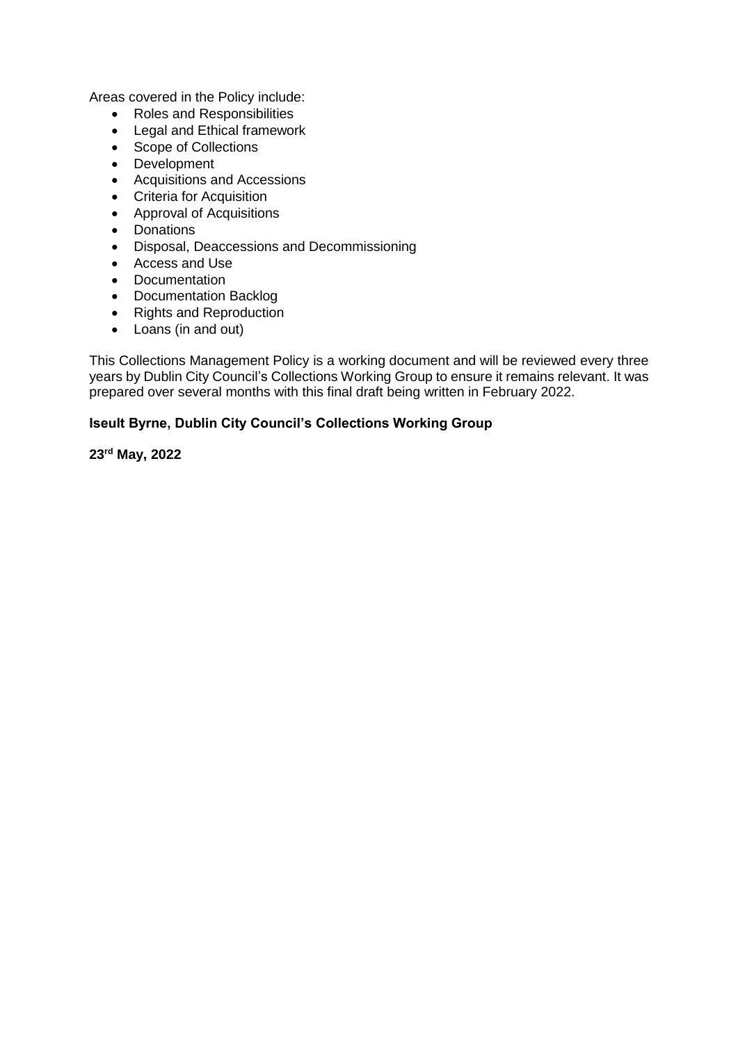Areas covered in the Policy include:

- Roles and Responsibilities
- Legal and Ethical framework
- Scope of Collections
- Development
- Acquisitions and Accessions
- Criteria for Acquisition
- Approval of Acquisitions
- Donations
- Disposal, Deaccessions and Decommissioning
- Access and Use
- Documentation
- Documentation Backlog
- Rights and Reproduction
- Loans (in and out)

This Collections Management Policy is a working document and will be reviewed every three years by Dublin City Council's Collections Working Group to ensure it remains relevant. It was prepared over several months with this final draft being written in February 2022.

**Iseult Byrne, Dublin City Council's Collections Working Group**

**23rd May, 2022**